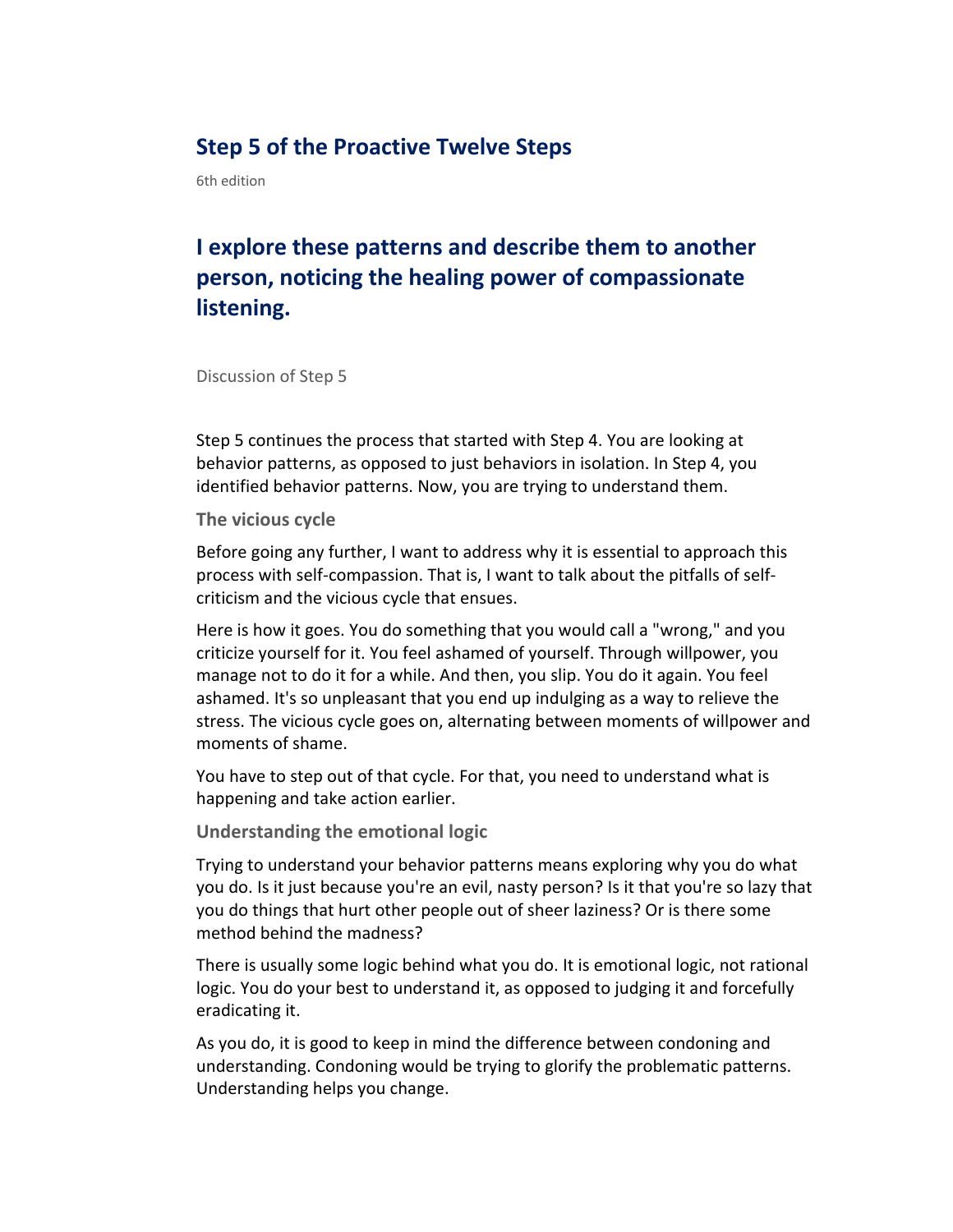# Step 5 of the Proactive Twelve Steps

6th edition

## I explore these patterns and describe them to another person, noticing the healing power of compassionate listening.

Discussion of Step 5

Step 5 continues the process that started with Step 4. You are looking at behavior patterns, as opposed to just behaviors in isolation. In Step 4, you identified behavior patterns. Now, you are trying to understand them.

### The vicious cycle

Before going any further, I want to address why it is essential to approach this process with self-compassion. That is, I want to talk about the pitfalls of self-criticism and the vicious cycle that ensues.

Here is how it goes. You do something that you would call a "wrong," and you criticize yourself for it. You feel ashamed of yourself. Through willpower, you manage not to do it for a while. And then, you slip. You do it again. You feel ashamed. It's so unpleasant that you end up indulging as a way to relieve the stress. The vicious cycle goes on, alternating between moments of willpower and moments of shame.

You have to step out of that cycle. For that, you need to understand what is happening and take action earlier.

### Understanding the emotional logic

Trying to understand your behavior patterns means exploring why you do what you do. Is it just because you're an evil, nasty person? Is it that you're so lazy that you do things that hurt other people out of sheer laziness? Or is there some method behind the madness?

There is usually some logic behind what you do. It is emotional logic, not rational logic. You do your best to understand it, as opposed to judging it and forcefully eradicating it.

As you do, it is good to keep in mind the difference between condoning and understanding. Condoning would be trying to glorify the problematic patterns. Understanding helps you change.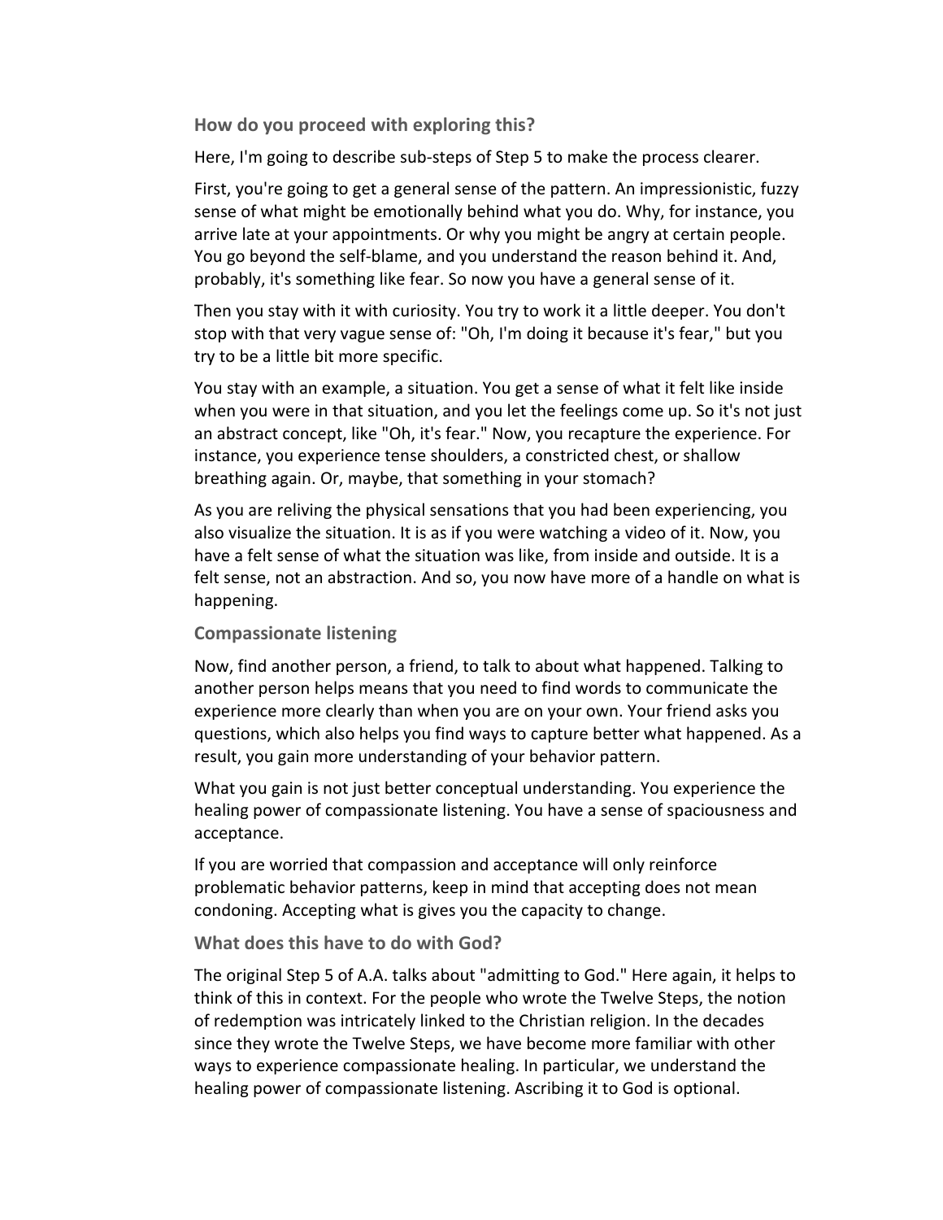### How do you proceed with exploring this?

Here, I'm going to describe sub-steps of Step 5 to make the process clearer.

First, you're going to get a general sense of the pattern. An impressionistic, fuzzy sense of what might be emotionally behind what you do. Why, for instance, you arrive late at your appointments. Or why you might be angry at certain people. You go beyond the self-blame, and you understand the reason behind it. And, probably, it's something like fear. So now you have a general sense of it.

Then you stay with it with curiosity. You try to work it a little deeper. You don't stop with that very vague sense of: "Oh, I'm doing it because it's fear," but you try to be a little bit more specific.

You stay with an example, a situation. You get a sense of what it felt like inside when you were in that situation, and you let the feelings come up. So it's not just an abstract concept, like "Oh, it's fear." Now, you recapture the experience. For instance, you experience tense shoulders, a constricted chest, or shallow breathing again. Or, maybe, that something in your stomach?

As you are reliving the physical sensations that you had been experiencing, you also visualize the situation. It is as if you were watching a video of it. Now, you have a felt sense of what the situation was like, from inside and outside. It is a felt sense, not an abstraction. And so, you now have more of a handle on what is happening.

### Compassionate listening

Now, find another person, a friend, to talk to about what happened. Talking to another person helps means that you need to find words to communicate the experience more clearly than when you are on your own. Your friend asks you questions, which also helps you find ways to capture better what happened. As a result, you gain more understanding of your behavior pattern.

What you gain is not just better conceptual understanding. You experience the healing power of compassionate listening. You have a sense of spaciousness and acceptance.

If you are worried that compassion and acceptance will only reinforce problematic behavior patterns, keep in mind that accepting does not mean condoning. Accepting what is gives you the capacity to change.

### What does this have to do with God?

The original Step 5 of A.A. talks about "admitting to God." Here again, it helps to think of this in context. For the people who wrote the Twelve Steps, the notion of redemption was intricately linked to the Christian religion. In the decades since they wrote the Twelve Steps, we have become more familiar with other ways to experience compassionate healing. In particular, we understand the healing power of compassionate listening. Ascribing it to God is optional.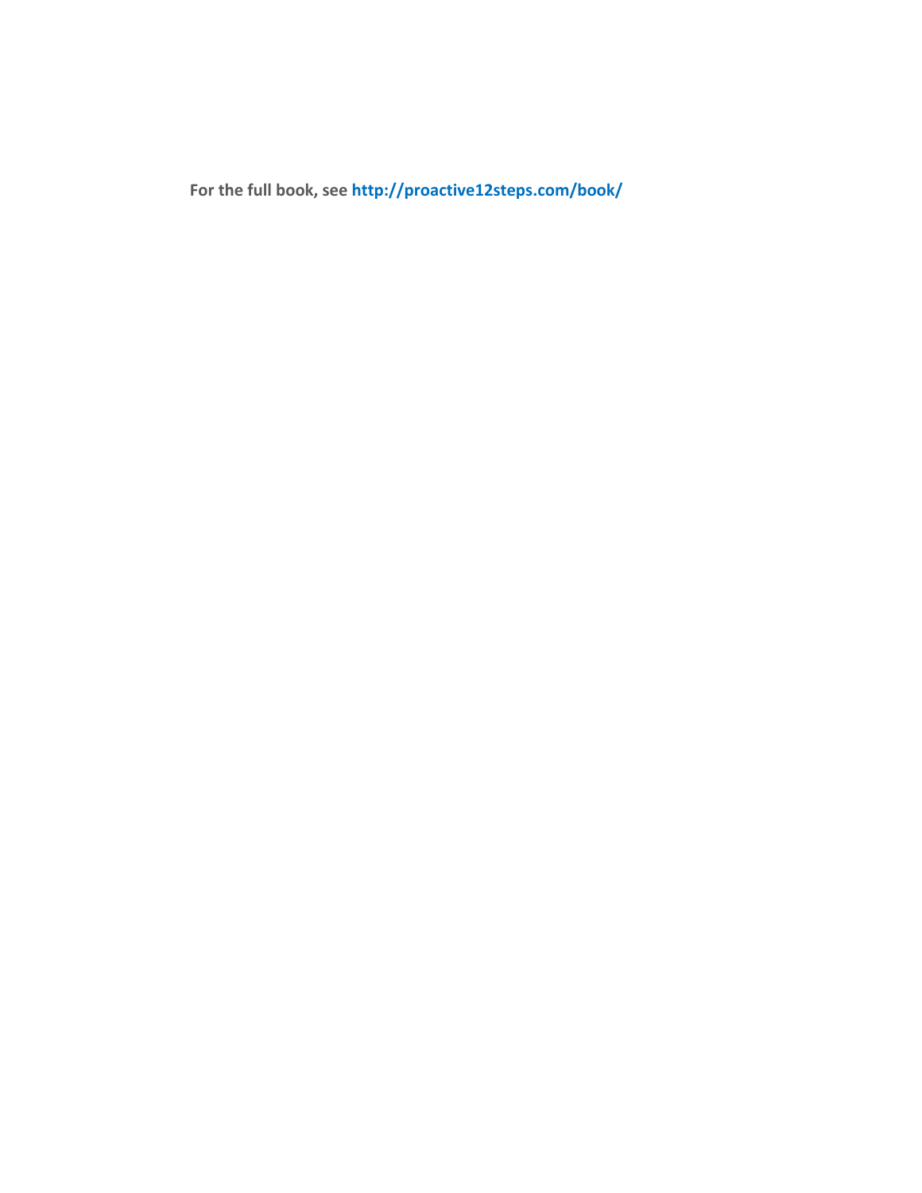**For the full book, see http://proactive12steps.com/book/**